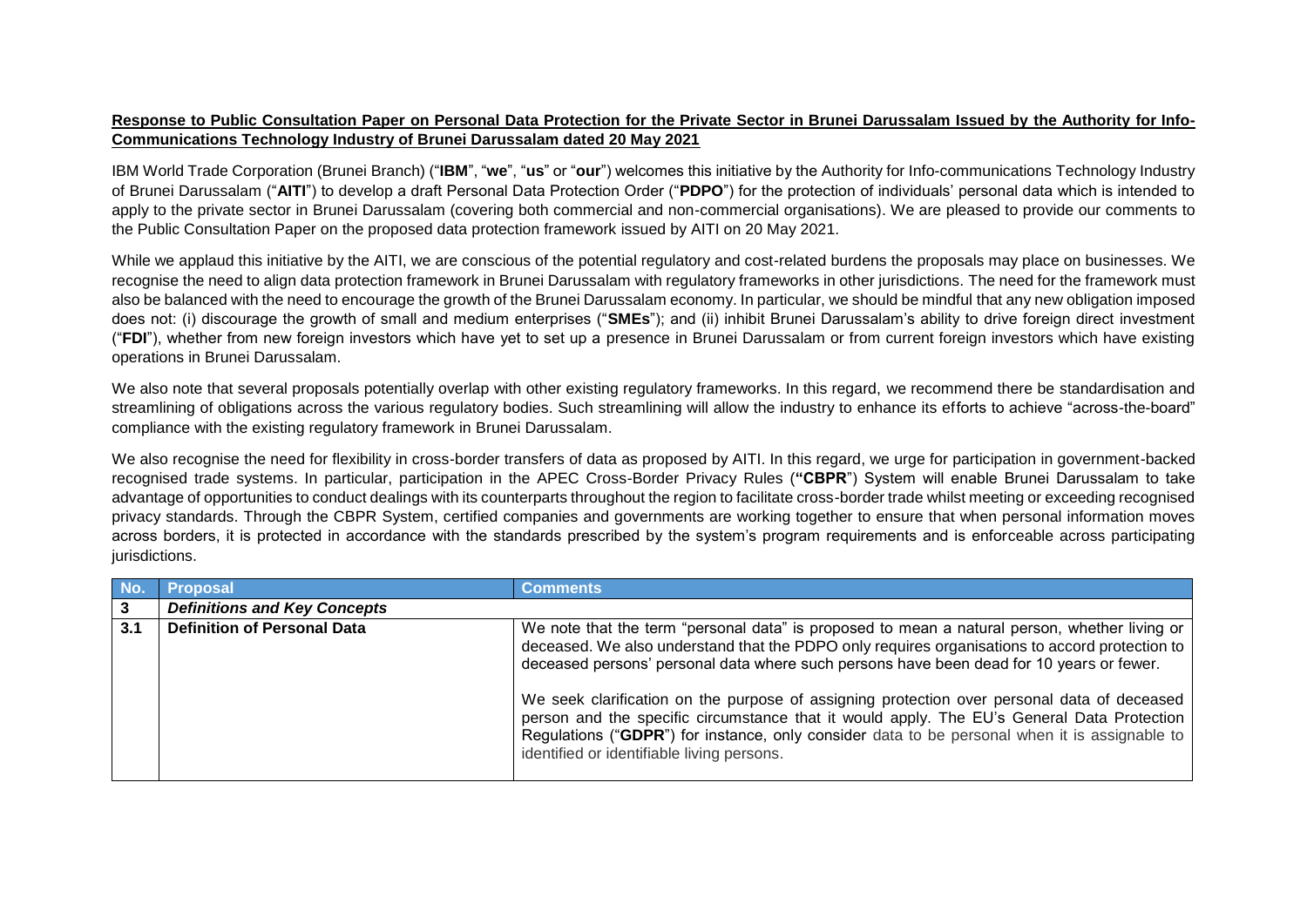**Response to Public Consultation Paper on Personal Data Protection for the Private Sector in Brunei Darussalam Issued by the Authority for Info-Communications Technology Industry of Brunei Darussalam dated 20 May 2021**

IBM World Trade Corporation (Brunei Branch) ("**IBM**", "**we**", "**us**" or "**our**") welcomes this initiative by the Authority for Info-communications Technology Industry of Brunei Darussalam ("**AITI**") to develop a draft Personal Data Protection Order ("**PDPO**") for the protection of individuals' personal data which is intended to apply to the private sector in Brunei Darussalam (covering both commercial and non-commercial organisations). We are pleased to provide our comments to the Public Consultation Paper on the proposed data protection framework issued by AITI on 20 May 2021.

While we applaud this initiative by the AITI, we are conscious of the potential regulatory and cost-related burdens the proposals may place on businesses. We recognise the need to align data protection framework in Brunei Darussalam with regulatory frameworks in other jurisdictions. The need for the framework must also be balanced with the need to encourage the growth of the Brunei Darussalam economy. In particular, we should be mindful that any new obligation imposed does not: (i) discourage the growth of small and medium enterprises ("**SMEs**"); and (ii) inhibit Brunei Darussalam's ability to drive foreign direct investment ("**FDI**"), whether from new foreign investors which have yet to set up a presence in Brunei Darussalam or from current foreign investors which have existing operations in Brunei Darussalam.

We also note that several proposals potentially overlap with other existing regulatory frameworks. In this regard, we recommend there be standardisation and streamlining of obligations across the various regulatory bodies. Such streamlining will allow the industry to enhance its efforts to achieve "across-the-board" compliance with the existing regulatory framework in Brunei Darussalam.

We also recognise the need for flexibility in cross-border transfers of data as proposed by AITI. In this regard, we urge for participation in government-backed recognised trade systems. In particular, participation in the APEC Cross-Border Privacy Rules (**"CBPR**") System will enable Brunei Darussalam to take advantage of opportunities to conduct dealings with its counterparts throughout the region to facilitate cross-border trade whilst meeting or exceeding recognised privacy standards. Through the CBPR System, certified companies and governments are working together to ensure that when personal information moves across borders, it is protected in accordance with the standards prescribed by the system's program requirements and is enforceable across participating jurisdictions.

| No. | Proposal | Comments |
|---|---|---|
| **3** | ***Definitions and Key Concepts*** | |
| **3.1** | **Definition of Personal Data** | We note that the term "personal data" is proposed to mean a natural person, whether living or deceased. We also understand that the PDPO only requires organisations to accord protection to deceased persons' personal data where such persons have been dead for 10 years or fewer.<br><br>We seek clarification on the purpose of assigning protection over personal data of deceased person and the specific circumstance that it would apply. The EU's General Data Protection Regulations ("**GDPR**") for instance, only consider data to be personal when it is assignable to identified or identifiable living persons. |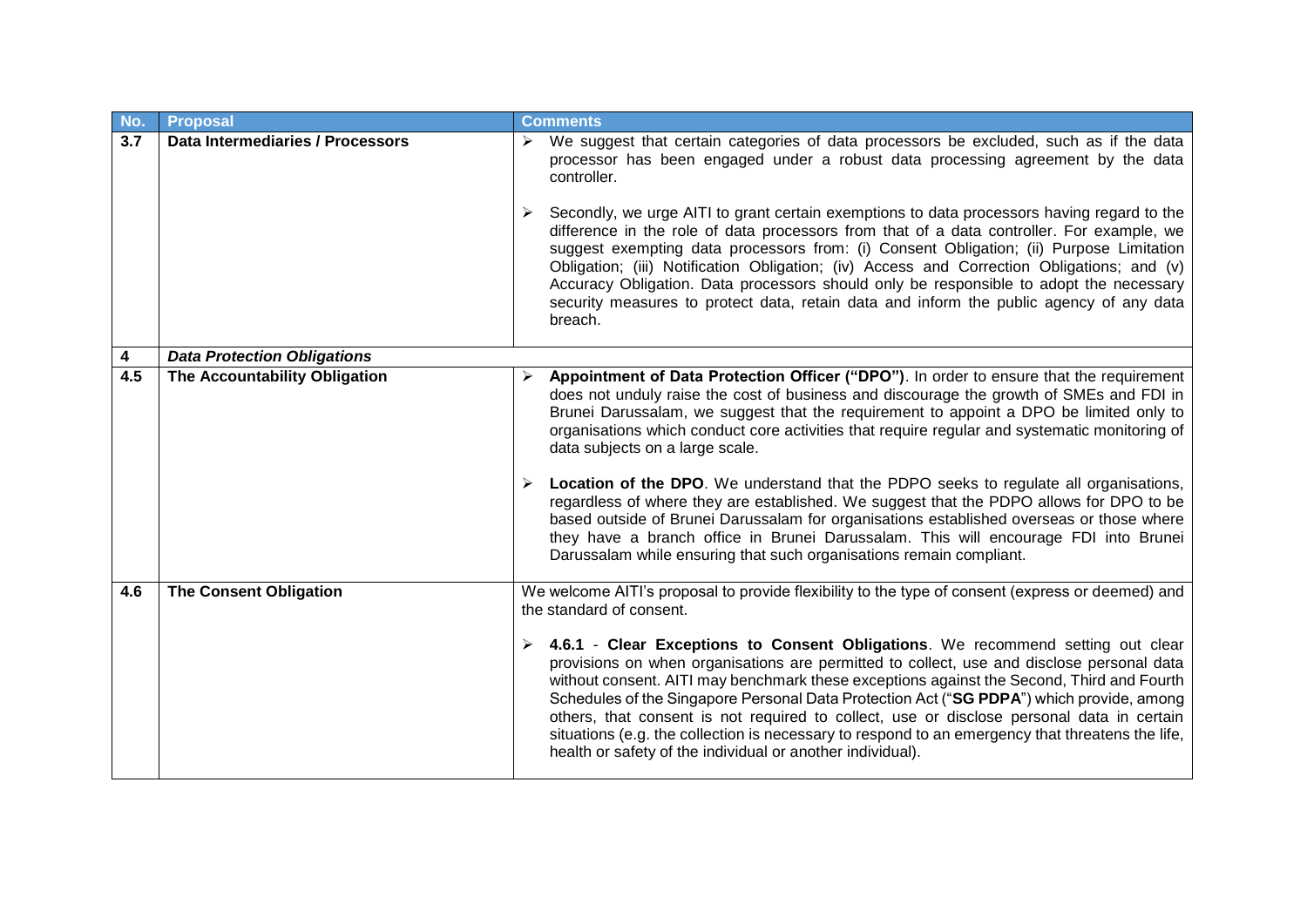| No. | Proposal | Comments |
| --- | --- | --- |
| **3.7** | **Data Intermediaries / Processors** | ➢ We suggest that certain categories of data processors be excluded, such as if the data processor has been engaged under a robust data processing agreement by the data controller.<br><br>➢ Secondly, we urge AITI to grant certain exemptions to data processors having regard to the difference in the role of data processors from that of a data controller. For example, we suggest exempting data processors from: (i) Consent Obligation; (ii) Purpose Limitation Obligation; (iii) Notification Obligation; (iv) Access and Correction Obligations; and (v) Accuracy Obligation. Data processors should only be responsible to adopt the necessary security measures to protect data, retain data and inform the public agency of any data breach. |
| **4** | ***Data Protection Obligations*** | |
| **4.5** | **The Accountability Obligation** | ➢ **Appointment of Data Protection Officer ("DPO")**. In order to ensure that the requirement does not unduly raise the cost of business and discourage the growth of SMEs and FDI in Brunei Darussalam, we suggest that the requirement to appoint a DPO be limited only to organisations which conduct core activities that require regular and systematic monitoring of data subjects on a large scale.<br><br>➢ **Location of the DPO**. We understand that the PDPO seeks to regulate all organisations, regardless of where they are established. We suggest that the PDPO allows for DPO to be based outside of Brunei Darussalam for organisations established overseas or those where they have a branch office in Brunei Darussalam. This will encourage FDI into Brunei Darussalam while ensuring that such organisations remain compliant. |
| **4.6** | **The Consent Obligation** | We welcome AITI's proposal to provide flexibility to the type of consent (express or deemed) and the standard of consent.<br><br>➢ **4.6.1** - **Clear Exceptions to Consent Obligations**. We recommend setting out clear provisions on when organisations are permitted to collect, use and disclose personal data without consent. AITI may benchmark these exceptions against the Second, Third and Fourth Schedules of the Singapore Personal Data Protection Act ("**SG PDPA**") which provide, among others, that consent is not required to collect, use or disclose personal data in certain situations (e.g. the collection is necessary to respond to an emergency that threatens the life, health or safety of the individual or another individual). |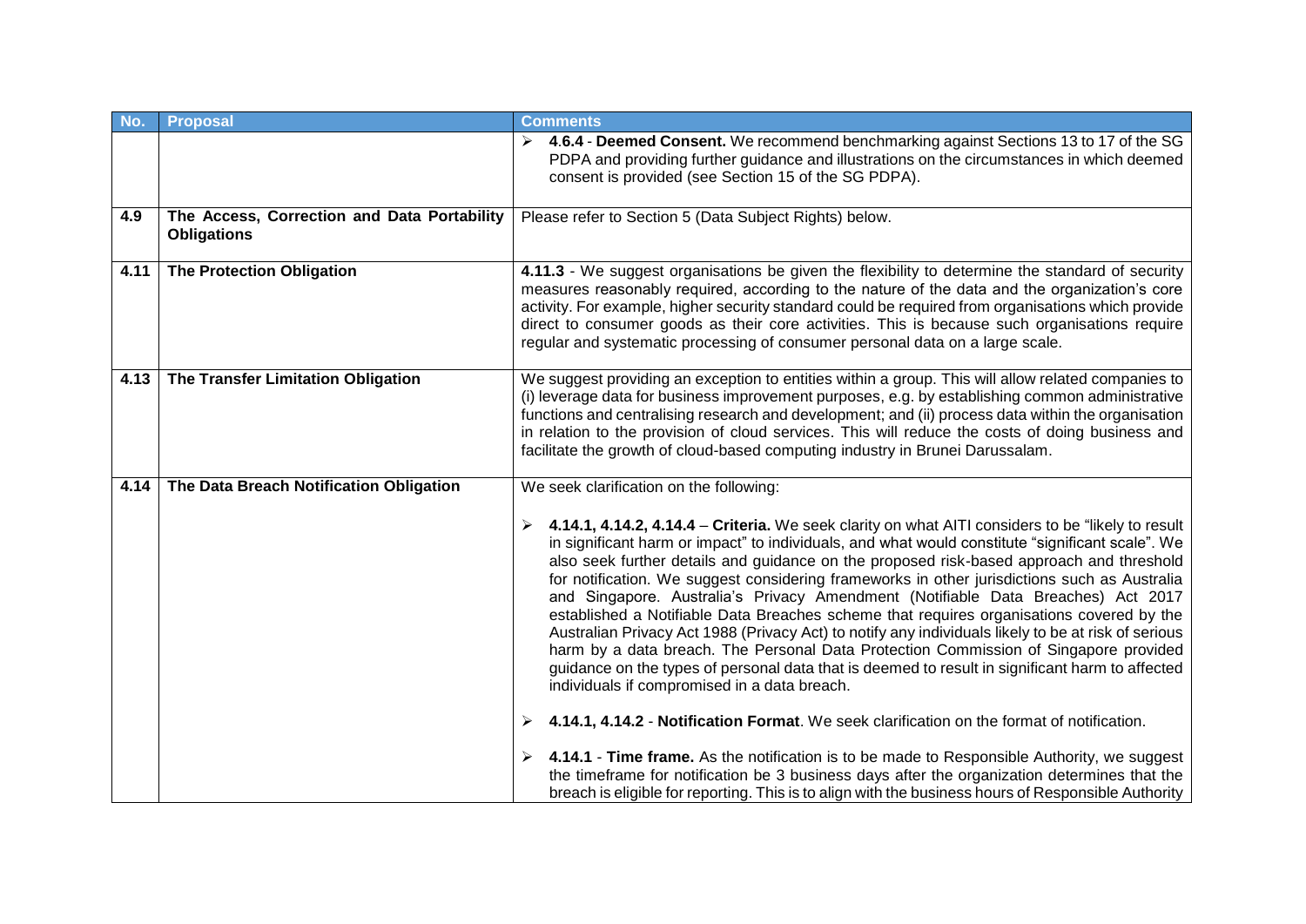| No. | Proposal | Comments |
|---|---|---|
| | | ➢ **4.6.4** - **Deemed Consent.** We recommend benchmarking against Sections 13 to 17 of the SG PDPA and providing further guidance and illustrations on the circumstances in which deemed consent is provided (see Section 15 of the SG PDPA). |
| **4.9** | **The Access, Correction and Data Portability Obligations** | Please refer to Section 5 (Data Subject Rights) below. |
| **4.11** | **The Protection Obligation** | **4.11.3** - We suggest organisations be given the flexibility to determine the standard of security measures reasonably required, according to the nature of the data and the organization's core activity. For example, higher security standard could be required from organisations which provide direct to consumer goods as their core activities. This is because such organisations require regular and systematic processing of consumer personal data on a large scale. |
| **4.13** | **The Transfer Limitation Obligation** | We suggest providing an exception to entities within a group. This will allow related companies to (i) leverage data for business improvement purposes, e.g. by establishing common administrative functions and centralising research and development; and (ii) process data within the organisation in relation to the provision of cloud services. This will reduce the costs of doing business and facilitate the growth of cloud-based computing industry in Brunei Darussalam. |
| **4.14** | **The Data Breach Notification Obligation** | We seek clarification on the following:<br><br>➢ **4.14.1, 4.14.2, 4.14.4** – **Criteria.** We seek clarity on what AITI considers to be "likely to result in significant harm or impact" to individuals, and what would constitute "significant scale". We also seek further details and guidance on the proposed risk-based approach and threshold for notification. We suggest considering frameworks in other jurisdictions such as Australia and Singapore. Australia's Privacy Amendment (Notifiable Data Breaches) Act 2017 established a Notifiable Data Breaches scheme that requires organisations covered by the Australian Privacy Act 1988 (Privacy Act) to notify any individuals likely to be at risk of serious harm by a data breach. The Personal Data Protection Commission of Singapore provided guidance on the types of personal data that is deemed to result in significant harm to affected individuals if compromised in a data breach.<br><br>➢ **4.14.1, 4.14.2** - **Notification Format**. We seek clarification on the format of notification.<br><br>➢ **4.14.1** - **Time frame.** As the notification is to be made to Responsible Authority, we suggest the timeframe for notification be 3 business days after the organization determines that the breach is eligible for reporting. This is to align with the business hours of Responsible Authority |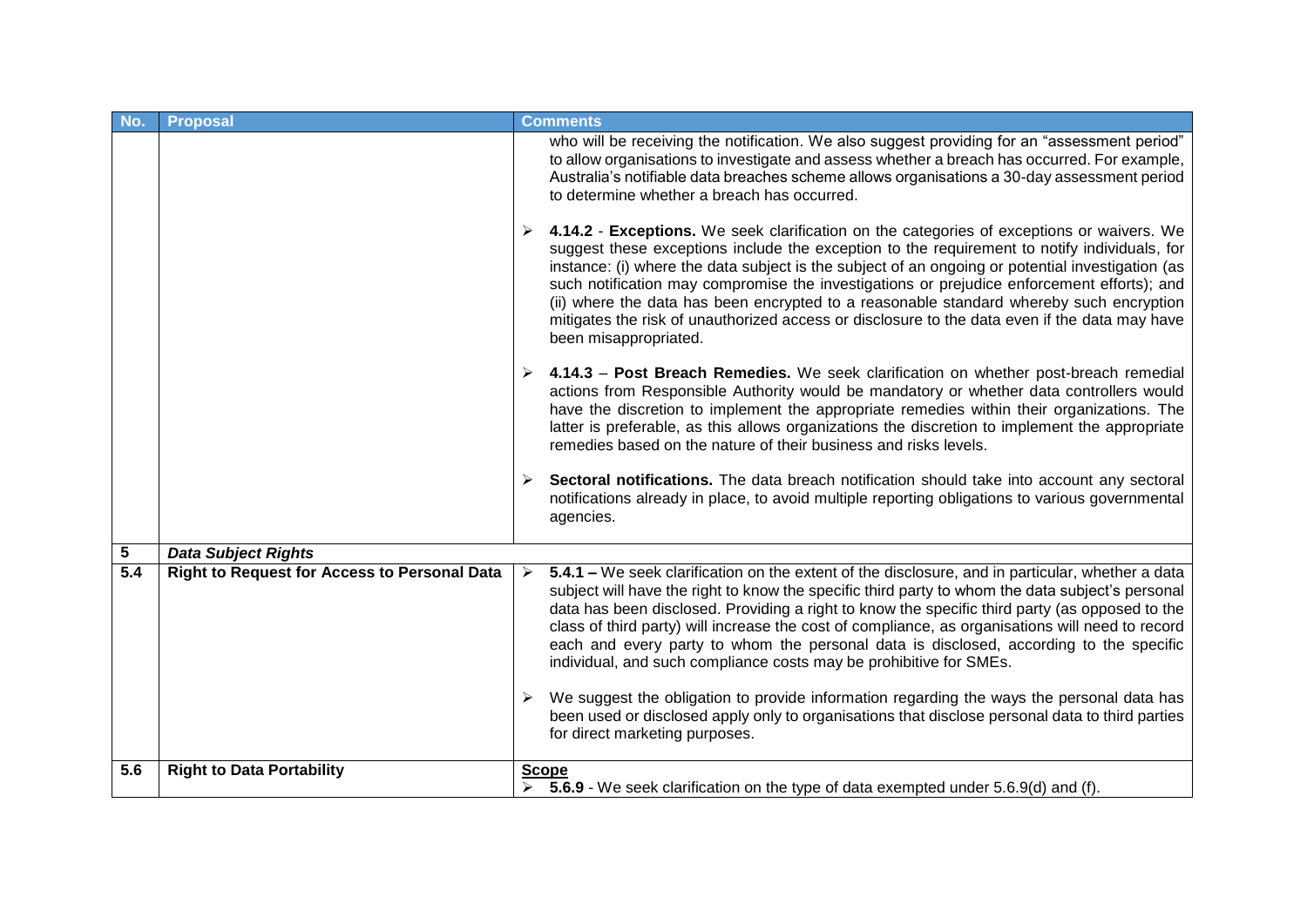| No. | Proposal | Comments |
|---|---|---|
| | | who will be receiving the notification. We also suggest providing for an "assessment period" to allow organisations to investigate and assess whether a breach has occurred. For example, Australia's notifiable data breaches scheme allows organisations a 30-day assessment period to determine whether a breach has occurred.<br><br>➢ **4.14.2** - **Exceptions.** We seek clarification on the categories of exceptions or waivers. We suggest these exceptions include the exception to the requirement to notify individuals, for instance: (i) where the data subject is the subject of an ongoing or potential investigation (as such notification may compromise the investigations or prejudice enforcement efforts); and (ii) where the data has been encrypted to a reasonable standard whereby such encryption mitigates the risk of unauthorized access or disclosure to the data even if the data may have been misappropriated.<br><br>➢ **4.14.3** – **Post Breach Remedies.** We seek clarification on whether post-breach remedial actions from Responsible Authority would be mandatory or whether data controllers would have the discretion to implement the appropriate remedies within their organizations. The latter is preferable, as this allows organizations the discretion to implement the appropriate remedies based on the nature of their business and risks levels.<br><br>➢ **Sectoral notifications.** The data breach notification should take into account any sectoral notifications already in place, to avoid multiple reporting obligations to various governmental agencies. |
| **5** | ***Data Subject Rights*** | |
| **5.4** | **Right to Request for Access to Personal Data** | ➢ **5.4.1 –** We seek clarification on the extent of the disclosure, and in particular, whether a data subject will have the right to know the specific third party to whom the data subject's personal data has been disclosed. Providing a right to know the specific third party (as opposed to the class of third party) will increase the cost of compliance, as organisations will need to record each and every party to whom the personal data is disclosed, according to the specific individual, and such compliance costs may be prohibitive for SMEs.<br><br>➢ We suggest the obligation to provide information regarding the ways the personal data has been used or disclosed apply only to organisations that disclose personal data to third parties for direct marketing purposes. |
| **5.6** | **Right to Data Portability** | **<u>Scope</u>**<br>➢ **5.6.9** - We seek clarification on the type of data exempted under 5.6.9(d) and (f). |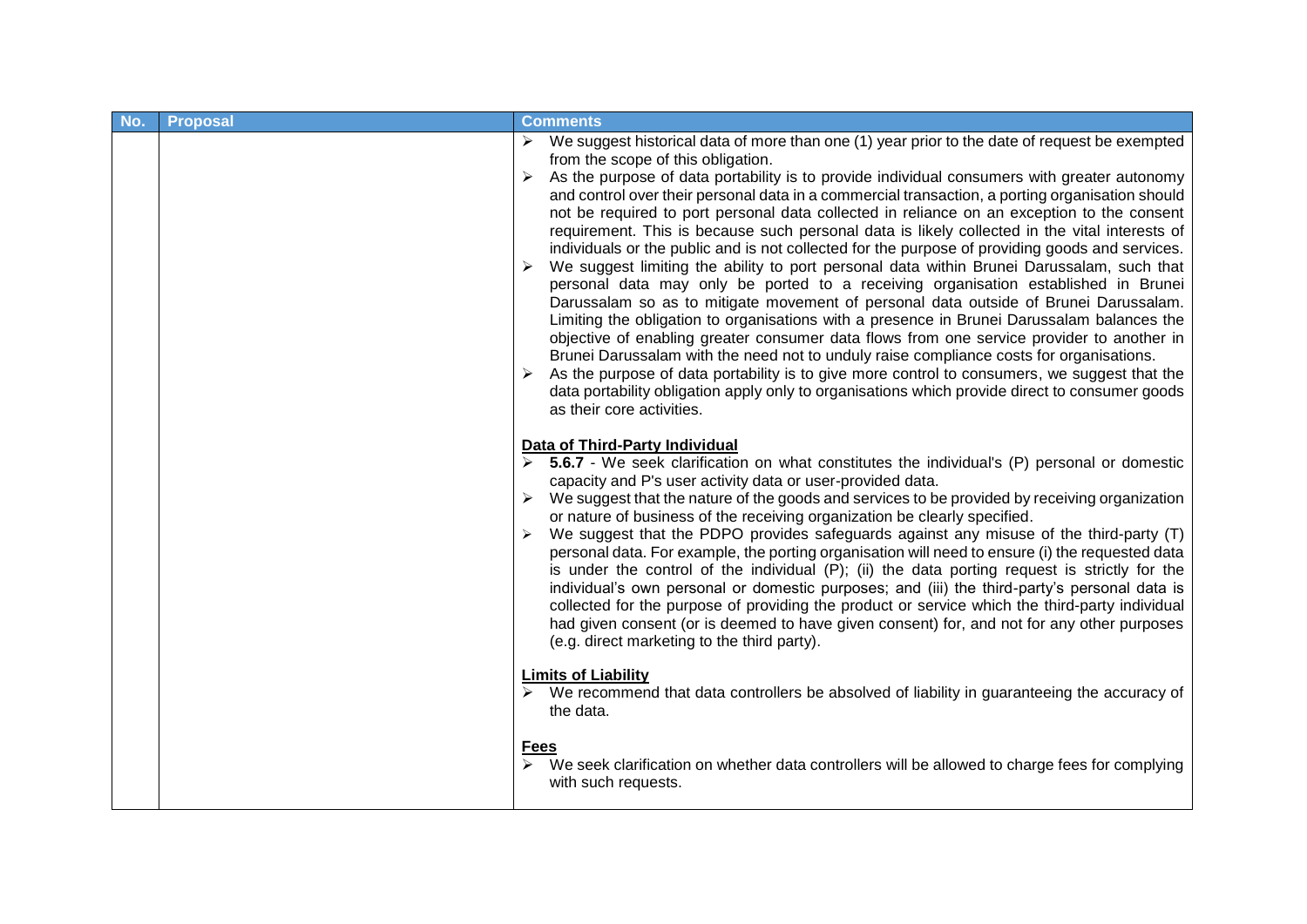| No. | Proposal | Comments |
| --- | --- | --- |
| | | ➢ We suggest historical data of more than one (1) year prior to the date of request be exempted from the scope of this obligation.<br>➢ As the purpose of data portability is to provide individual consumers with greater autonomy and control over their personal data in a commercial transaction, a porting organisation should not be required to port personal data collected in reliance on an exception to the consent requirement. This is because such personal data is likely collected in the vital interests of individuals or the public and is not collected for the purpose of providing goods and services.<br>➢ We suggest limiting the ability to port personal data within Brunei Darussalam, such that personal data may only be ported to a receiving organisation established in Brunei Darussalam so as to mitigate movement of personal data outside of Brunei Darussalam. Limiting the obligation to organisations with a presence in Brunei Darussalam balances the objective of enabling greater consumer data flows from one service provider to another in Brunei Darussalam with the need not to unduly raise compliance costs for organisations.<br>➢ As the purpose of data portability is to give more control to consumers, we suggest that the data portability obligation apply only to organisations which provide direct to consumer goods as their core activities.<br><br>**<u>Data of Third-Party Individual</u>**<br>➢ **5.6.7** - We seek clarification on what constitutes the individual's (P) personal or domestic capacity and P's user activity data or user-provided data.<br>➢ We suggest that the nature of the goods and services to be provided by receiving organization or nature of business of the receiving organization be clearly specified.<br>➢ We suggest that the PDPO provides safeguards against any misuse of the third-party (T) personal data. For example, the porting organisation will need to ensure (i) the requested data is under the control of the individual (P); (ii) the data porting request is strictly for the individual's own personal or domestic purposes; and (iii) the third-party's personal data is collected for the purpose of providing the product or service which the third-party individual had given consent (or is deemed to have given consent) for, and not for any other purposes (e.g. direct marketing to the third party).<br><br>**<u>Limits of Liability</u>**<br>➢ We recommend that data controllers be absolved of liability in guaranteeing the accuracy of the data.<br><br>**<u>Fees</u>**<br>➢ We seek clarification on whether data controllers will be allowed to charge fees for complying with such requests. |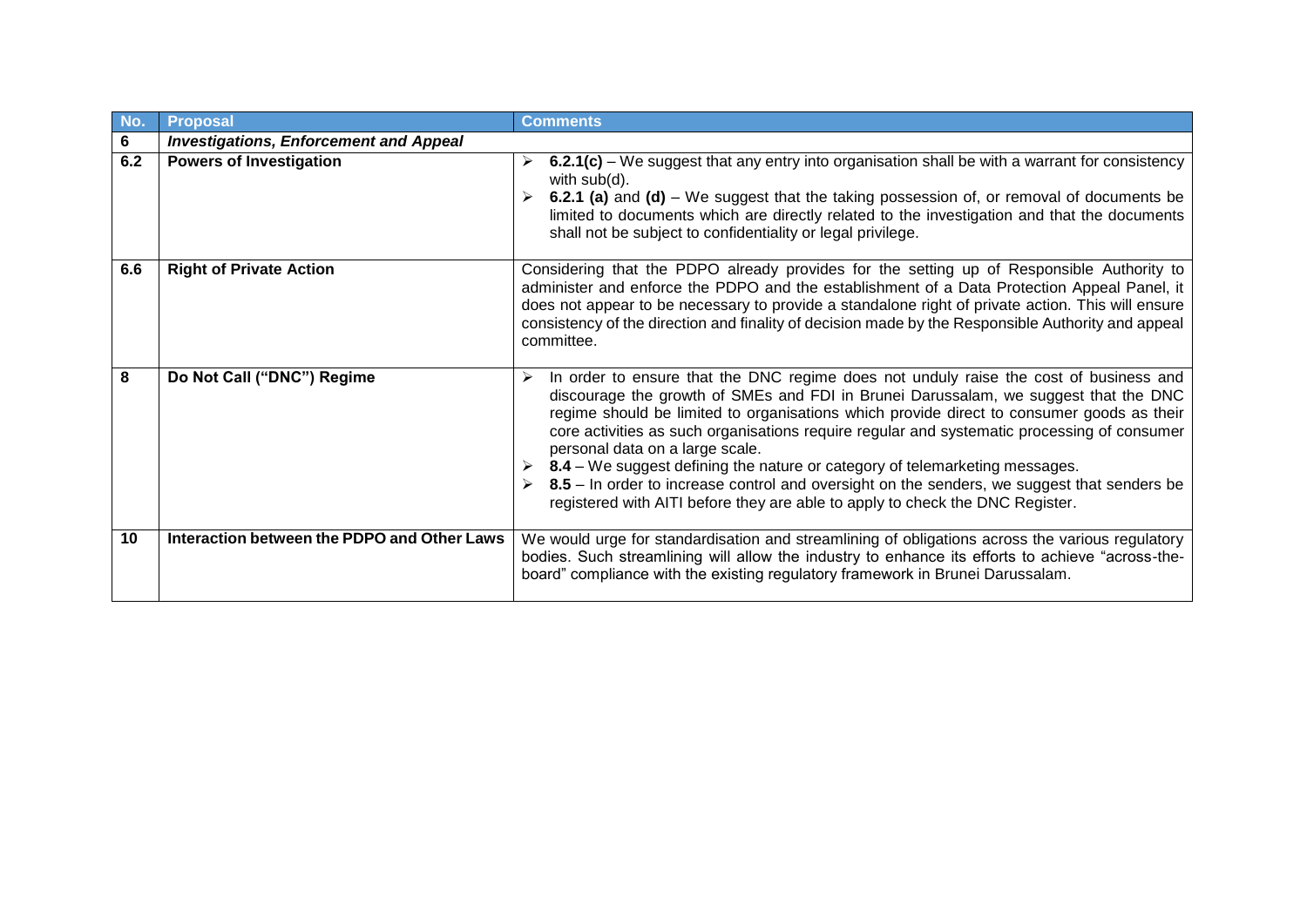| No. | Proposal | Comments |
|---|---|---|
| **6** | ***Investigations, Enforcement and Appeal*** | |
| **6.2** | **Powers of Investigation** | ➢ **6.2.1(c)** – We suggest that any entry into organisation shall be with a warrant for consistency with sub(d).<br>➢ **6.2.1 (a)** and **(d)** – We suggest that the taking possession of, or removal of documents be limited to documents which are directly related to the investigation and that the documents shall not be subject to confidentiality or legal privilege. |
| **6.6** | **Right of Private Action** | Considering that the PDPO already provides for the setting up of Responsible Authority to administer and enforce the PDPO and the establishment of a Data Protection Appeal Panel, it does not appear to be necessary to provide a standalone right of private action. This will ensure consistency of the direction and finality of decision made by the Responsible Authority and appeal committee. |
| **8** | **Do Not Call ("DNC") Regime** | ➢ In order to ensure that the DNC regime does not unduly raise the cost of business and discourage the growth of SMEs and FDI in Brunei Darussalam, we suggest that the DNC regime should be limited to organisations which provide direct to consumer goods as their core activities as such organisations require regular and systematic processing of consumer personal data on a large scale.<br>➢ **8.4** – We suggest defining the nature or category of telemarketing messages.<br>➢ **8.5** – In order to increase control and oversight on the senders, we suggest that senders be registered with AITI before they are able to apply to check the DNC Register. |
| **10** | **Interaction between the PDPO and Other Laws** | We would urge for standardisation and streamlining of obligations across the various regulatory bodies. Such streamlining will allow the industry to enhance its efforts to achieve "across-the-board" compliance with the existing regulatory framework in Brunei Darussalam. |